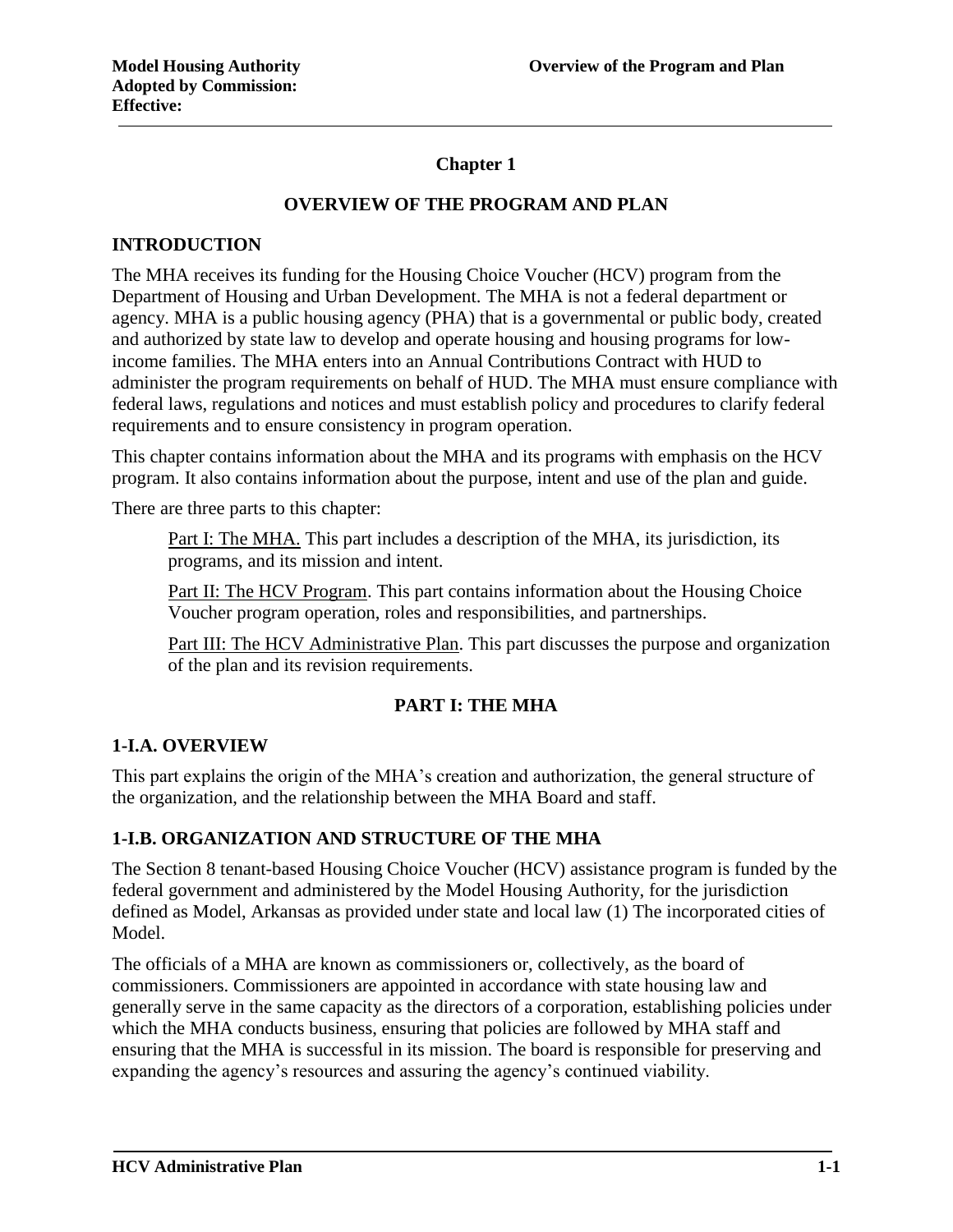# Chapter 1

## OVERVIEW OF THE PROGRAM AND PLAN

### INTRODUCTION

The MHA receives its funding for the Housing Choice Voucher (HCV) program from the Department of Housing and Urban Development. The MHA is not a federal department or agency. MHA is a public housing agency (PHA) that is a governmental or public body, created and authorized by state law to develop and operate housing and housing programs for low-income families. The MHA enters into an Annual Contributions Contract with HUD to administer the program requirements on behalf of HUD. The MHA must ensure compliance with federal laws, regulations and notices and must establish policy and procedures to clarify federal requirements and to ensure consistency in program operation.

This chapter contains information about the MHA and its programs with emphasis on the HCV program. It also contains information about the purpose, intent and use of the plan and guide.

There are three parts to this chapter:

> Part I: The MHA. This part includes a description of the MHA, its jurisdiction, its programs, and its mission and intent.
>
> Part II: The HCV Program. This part contains information about the Housing Choice Voucher program operation, roles and responsibilities, and partnerships.
>
> Part III: The HCV Administrative Plan. This part discusses the purpose and organization of the plan and its revision requirements.

## PART I: THE MHA

### 1-I.A. OVERVIEW

This part explains the origin of the MHA's creation and authorization, the general structure of the organization, and the relationship between the MHA Board and staff.

### 1-I.B. ORGANIZATION AND STRUCTURE OF THE MHA

The Section 8 tenant-based Housing Choice Voucher (HCV) assistance program is funded by the federal government and administered by the Model Housing Authority, for the jurisdiction defined as Model, Arkansas as provided under state and local law (1) The incorporated cities of Model.

The officials of a MHA are known as commissioners or, collectively, as the board of commissioners. Commissioners are appointed in accordance with state housing law and generally serve in the same capacity as the directors of a corporation, establishing policies under which the MHA conducts business, ensuring that policies are followed by MHA staff and ensuring that the MHA is successful in its mission. The board is responsible for preserving and expanding the agency's resources and assuring the agency's continued viability.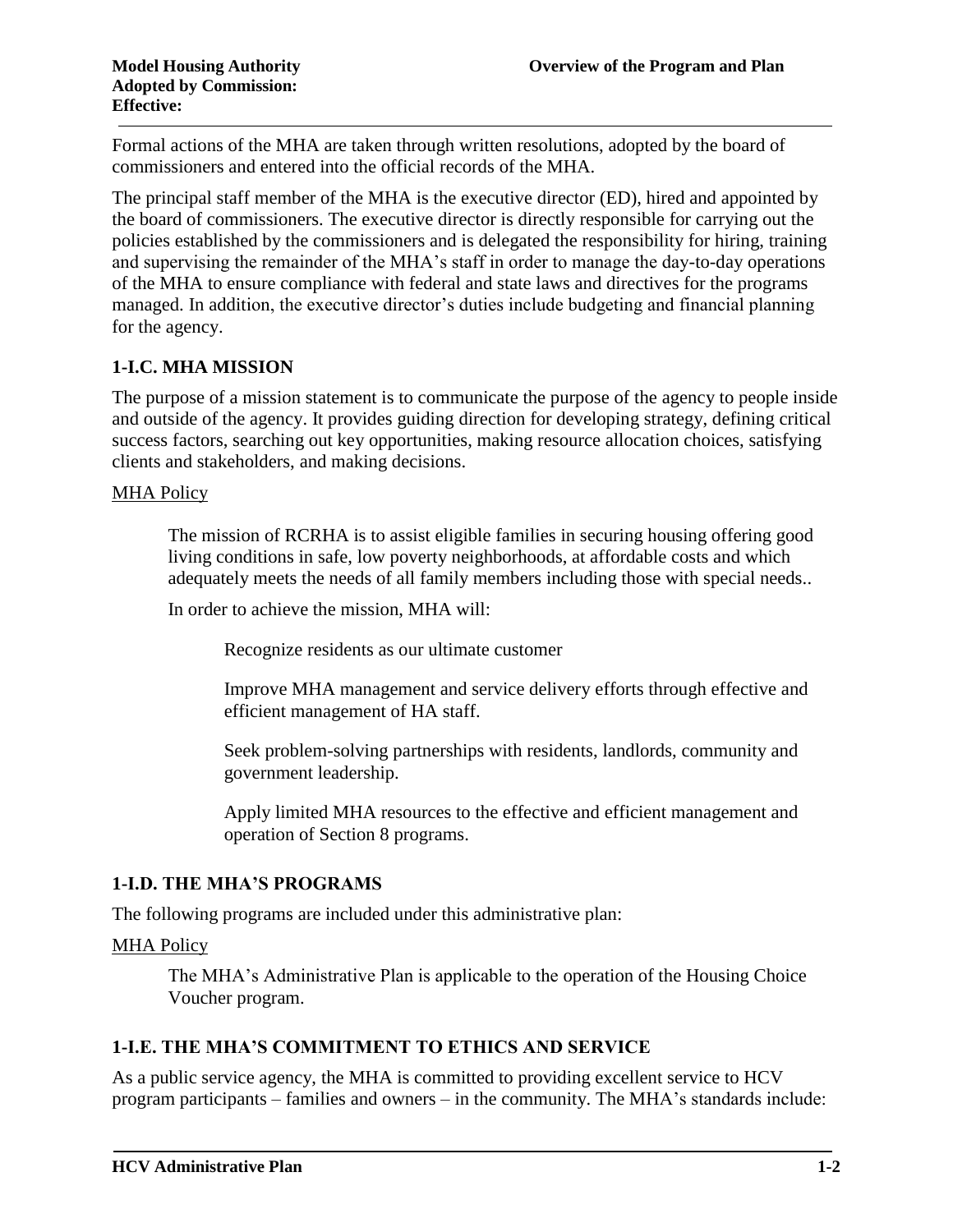Formal actions of the MHA are taken through written resolutions, adopted by the board of commissioners and entered into the official records of the MHA.

The principal staff member of the MHA is the executive director (ED), hired and appointed by the board of commissioners. The executive director is directly responsible for carrying out the policies established by the commissioners and is delegated the responsibility for hiring, training and supervising the remainder of the MHA's staff in order to manage the day-to-day operations of the MHA to ensure compliance with federal and state laws and directives for the programs managed. In addition, the executive director's duties include budgeting and financial planning for the agency.

### 1-I.C. MHA MISSION

The purpose of a mission statement is to communicate the purpose of the agency to people inside and outside of the agency. It provides guiding direction for developing strategy, defining critical success factors, searching out key opportunities, making resource allocation choices, satisfying clients and stakeholders, and making decisions.

MHA Policy

> The mission of RCRHA is to assist eligible families in securing housing offering good living conditions in safe, low poverty neighborhoods, at affordable costs and which adequately meets the needs of all family members including those with special needs..
>
> In order to achieve the mission, MHA will:
>
> > Recognize residents as our ultimate customer
> >
> > Improve MHA management and service delivery efforts through effective and efficient management of HA staff.
> >
> > Seek problem-solving partnerships with residents, landlords, community and government leadership.
> >
> > Apply limited MHA resources to the effective and efficient management and operation of Section 8 programs.

### 1-I.D. THE MHA'S PROGRAMS

The following programs are included under this administrative plan:

MHA Policy

> The MHA's Administrative Plan is applicable to the operation of the Housing Choice Voucher program.

### 1-I.E. THE MHA'S COMMITMENT TO ETHICS AND SERVICE

As a public service agency, the MHA is committed to providing excellent service to HCV program participants – families and owners – in the community. The MHA's standards include: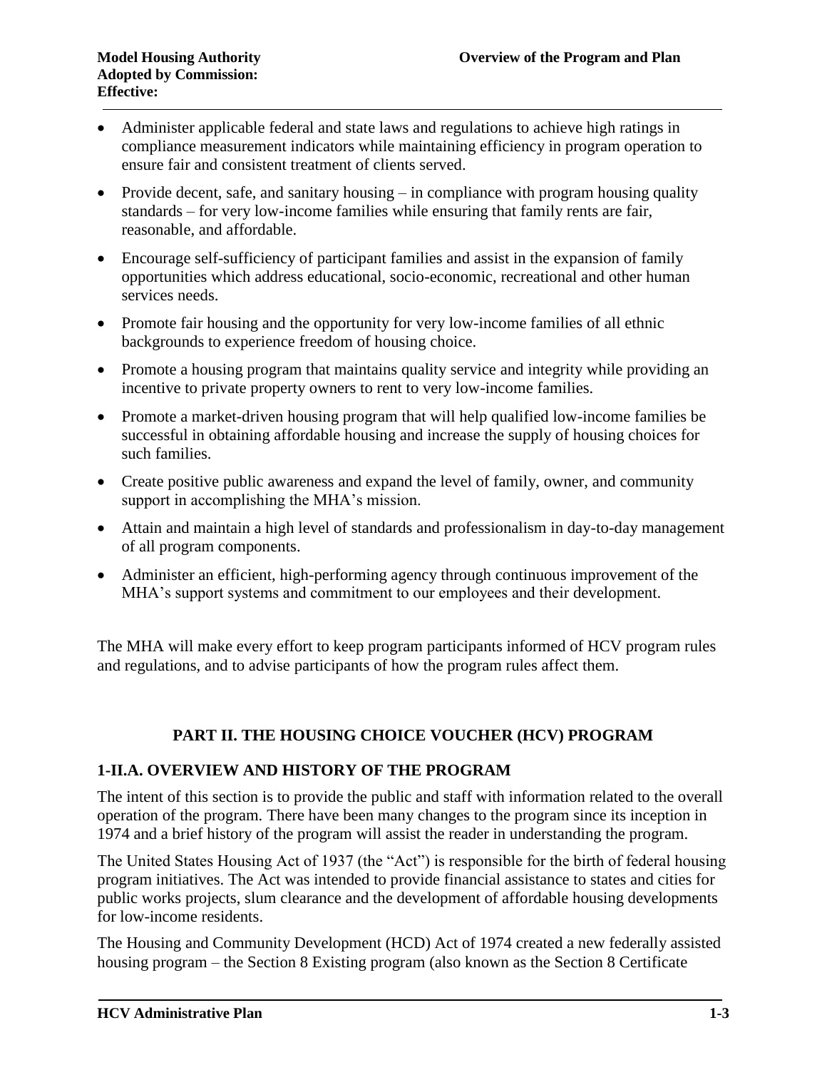- Administer applicable federal and state laws and regulations to achieve high ratings in compliance measurement indicators while maintaining efficiency in program operation to ensure fair and consistent treatment of clients served.
- Provide decent, safe, and sanitary housing – in compliance with program housing quality standards – for very low-income families while ensuring that family rents are fair, reasonable, and affordable.
- Encourage self-sufficiency of participant families and assist in the expansion of family opportunities which address educational, socio-economic, recreational and other human services needs.
- Promote fair housing and the opportunity for very low-income families of all ethnic backgrounds to experience freedom of housing choice.
- Promote a housing program that maintains quality service and integrity while providing an incentive to private property owners to rent to very low-income families.
- Promote a market-driven housing program that will help qualified low-income families be successful in obtaining affordable housing and increase the supply of housing choices for such families.
- Create positive public awareness and expand the level of family, owner, and community support in accomplishing the MHA's mission.
- Attain and maintain a high level of standards and professionalism in day-to-day management of all program components.
- Administer an efficient, high-performing agency through continuous improvement of the MHA's support systems and commitment to our employees and their development.

The MHA will make every effort to keep program participants informed of HCV program rules and regulations, and to advise participants of how the program rules affect them.

## PART II. THE HOUSING CHOICE VOUCHER (HCV) PROGRAM

### 1-II.A. OVERVIEW AND HISTORY OF THE PROGRAM

The intent of this section is to provide the public and staff with information related to the overall operation of the program. There have been many changes to the program since its inception in 1974 and a brief history of the program will assist the reader in understanding the program.

The United States Housing Act of 1937 (the "Act") is responsible for the birth of federal housing program initiatives. The Act was intended to provide financial assistance to states and cities for public works projects, slum clearance and the development of affordable housing developments for low-income residents.

The Housing and Community Development (HCD) Act of 1974 created a new federally assisted housing program – the Section 8 Existing program (also known as the Section 8 Certificate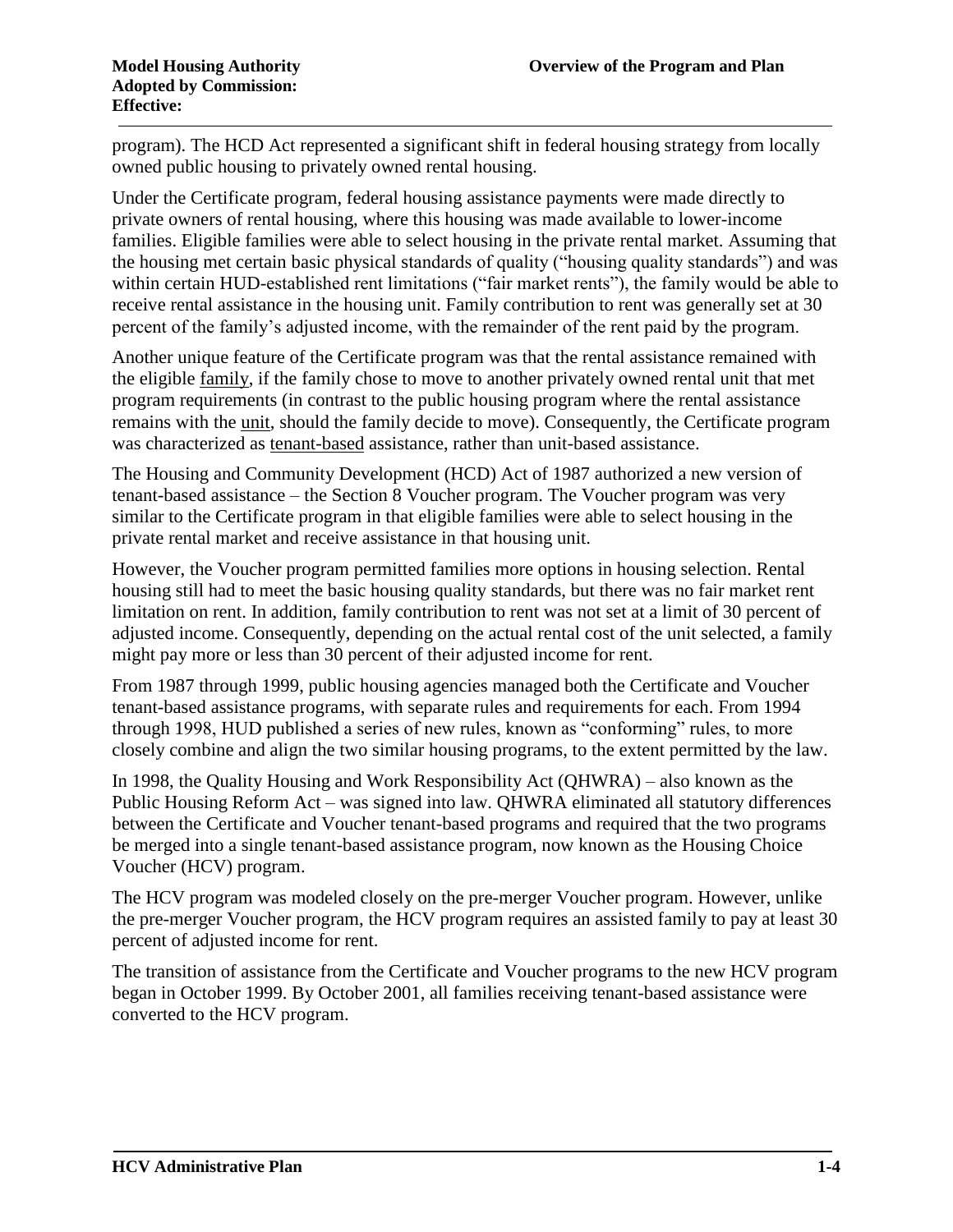program). The HCD Act represented a significant shift in federal housing strategy from locally owned public housing to privately owned rental housing.

Under the Certificate program, federal housing assistance payments were made directly to private owners of rental housing, where this housing was made available to lower-income families. Eligible families were able to select housing in the private rental market. Assuming that the housing met certain basic physical standards of quality ("housing quality standards") and was within certain HUD-established rent limitations ("fair market rents"), the family would be able to receive rental assistance in the housing unit. Family contribution to rent was generally set at 30 percent of the family's adjusted income, with the remainder of the rent paid by the program.

Another unique feature of the Certificate program was that the rental assistance remained with the eligible family, if the family chose to move to another privately owned rental unit that met program requirements (in contrast to the public housing program where the rental assistance remains with the unit, should the family decide to move). Consequently, the Certificate program was characterized as tenant-based assistance, rather than unit-based assistance.

The Housing and Community Development (HCD) Act of 1987 authorized a new version of tenant-based assistance – the Section 8 Voucher program. The Voucher program was very similar to the Certificate program in that eligible families were able to select housing in the private rental market and receive assistance in that housing unit.

However, the Voucher program permitted families more options in housing selection. Rental housing still had to meet the basic housing quality standards, but there was no fair market rent limitation on rent. In addition, family contribution to rent was not set at a limit of 30 percent of adjusted income. Consequently, depending on the actual rental cost of the unit selected, a family might pay more or less than 30 percent of their adjusted income for rent.

From 1987 through 1999, public housing agencies managed both the Certificate and Voucher tenant-based assistance programs, with separate rules and requirements for each. From 1994 through 1998, HUD published a series of new rules, known as "conforming" rules, to more closely combine and align the two similar housing programs, to the extent permitted by the law.

In 1998, the Quality Housing and Work Responsibility Act (QHWRA) – also known as the Public Housing Reform Act – was signed into law. QHWRA eliminated all statutory differences between the Certificate and Voucher tenant-based programs and required that the two programs be merged into a single tenant-based assistance program, now known as the Housing Choice Voucher (HCV) program.

The HCV program was modeled closely on the pre-merger Voucher program. However, unlike the pre-merger Voucher program, the HCV program requires an assisted family to pay at least 30 percent of adjusted income for rent.

The transition of assistance from the Certificate and Voucher programs to the new HCV program began in October 1999. By October 2001, all families receiving tenant-based assistance were converted to the HCV program.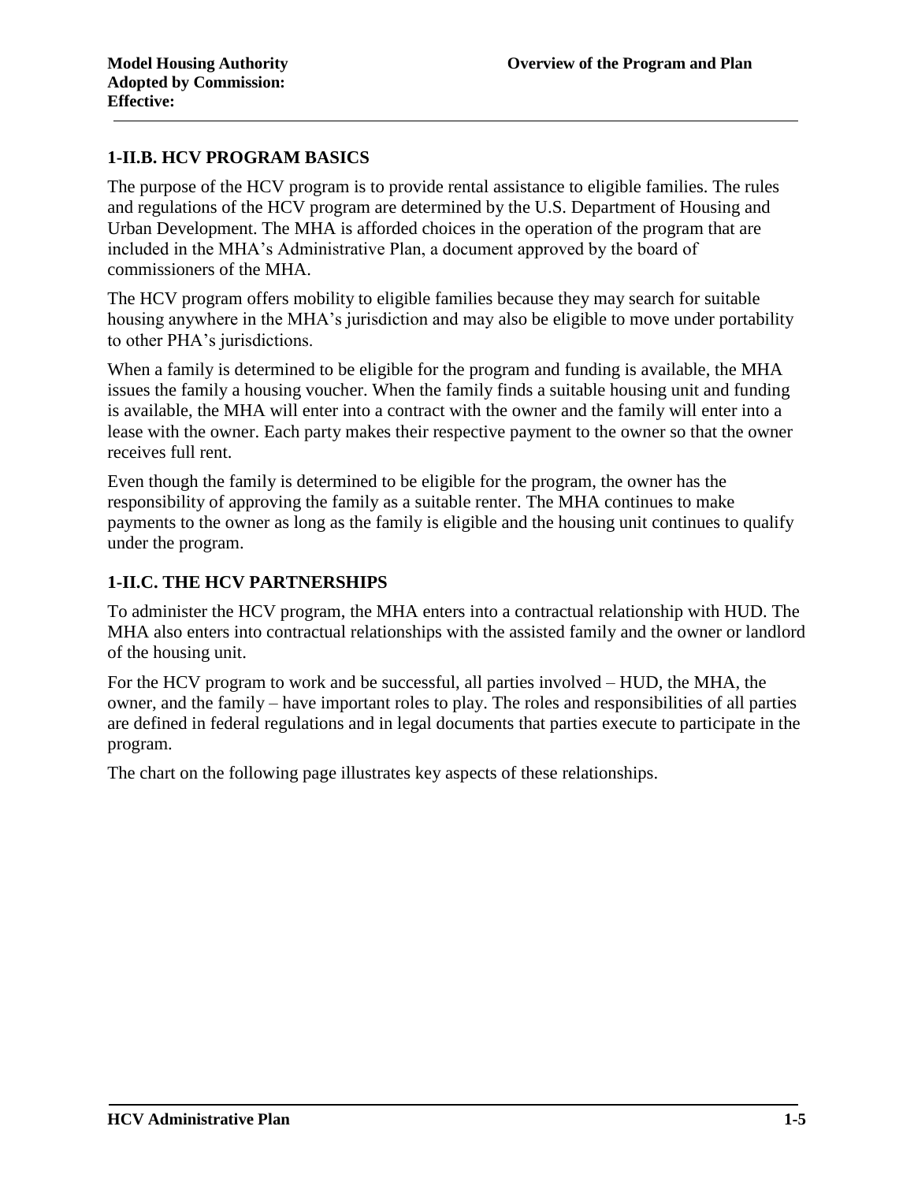## 1-II.B. HCV PROGRAM BASICS

The purpose of the HCV program is to provide rental assistance to eligible families. The rules and regulations of the HCV program are determined by the U.S. Department of Housing and Urban Development. The MHA is afforded choices in the operation of the program that are included in the MHA's Administrative Plan, a document approved by the board of commissioners of the MHA.

The HCV program offers mobility to eligible families because they may search for suitable housing anywhere in the MHA's jurisdiction and may also be eligible to move under portability to other PHA's jurisdictions.

When a family is determined to be eligible for the program and funding is available, the MHA issues the family a housing voucher. When the family finds a suitable housing unit and funding is available, the MHA will enter into a contract with the owner and the family will enter into a lease with the owner. Each party makes their respective payment to the owner so that the owner receives full rent.

Even though the family is determined to be eligible for the program, the owner has the responsibility of approving the family as a suitable renter. The MHA continues to make payments to the owner as long as the family is eligible and the housing unit continues to qualify under the program.

## 1-II.C. THE HCV PARTNERSHIPS

To administer the HCV program, the MHA enters into a contractual relationship with HUD. The MHA also enters into contractual relationships with the assisted family and the owner or landlord of the housing unit.

For the HCV program to work and be successful, all parties involved – HUD, the MHA, the owner, and the family – have important roles to play. The roles and responsibilities of all parties are defined in federal regulations and in legal documents that parties execute to participate in the program.

The chart on the following page illustrates key aspects of these relationships.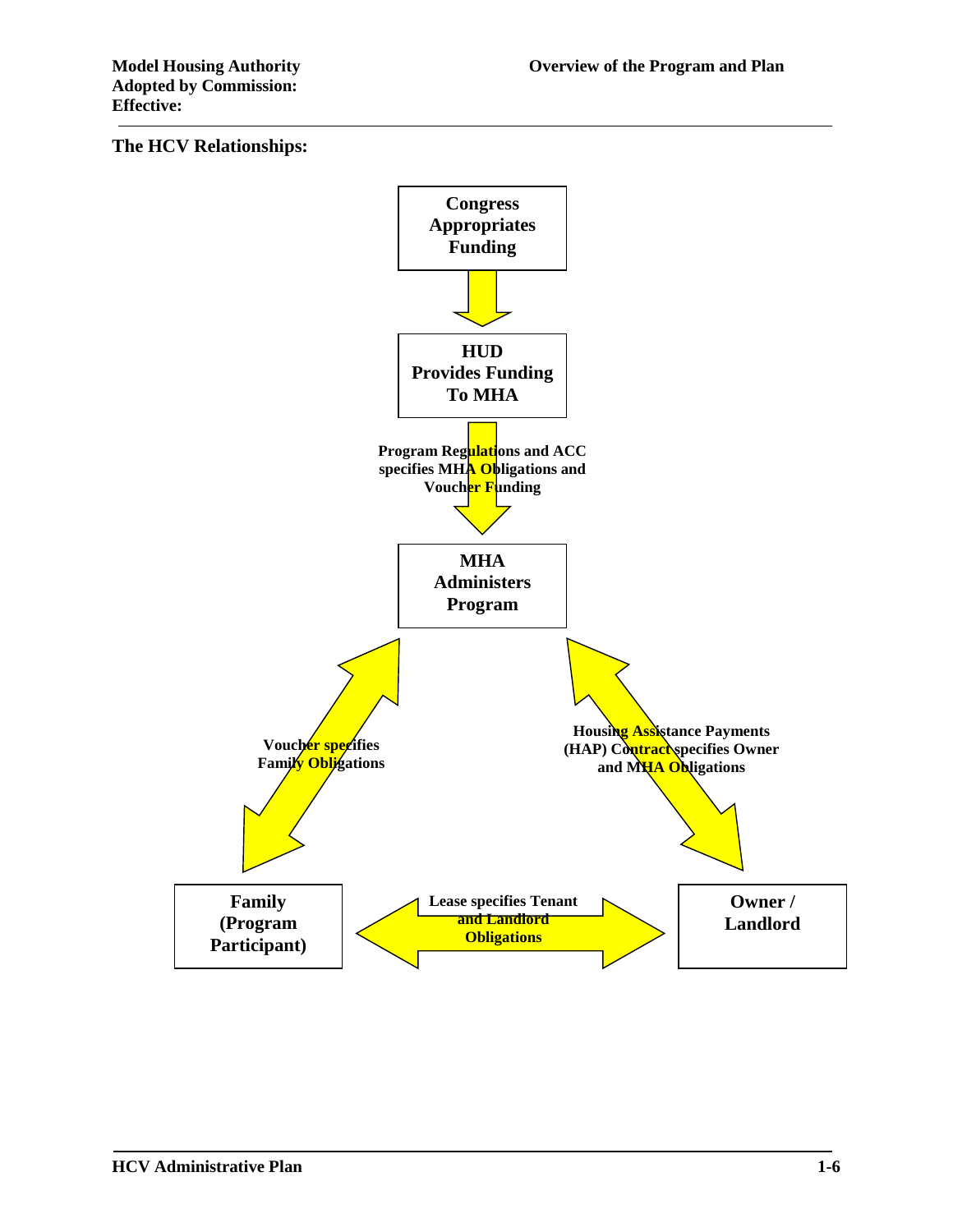### The HCV Relationships:

**Congress Appropriates Funding**

**HUD Provides Funding To MHA**

**Program Regulations and ACC specifies MHA Obligations and Voucher Funding**

**MHA Administers Program**

**Voucher specifies Family Obligations**

**Housing Assistance Payments (HAP) Contract specifies Owner and MHA Obligations**

**Family (Program Participant)**

**Lease specifies Tenant and Landlord Obligations**

**Owner / Landlord**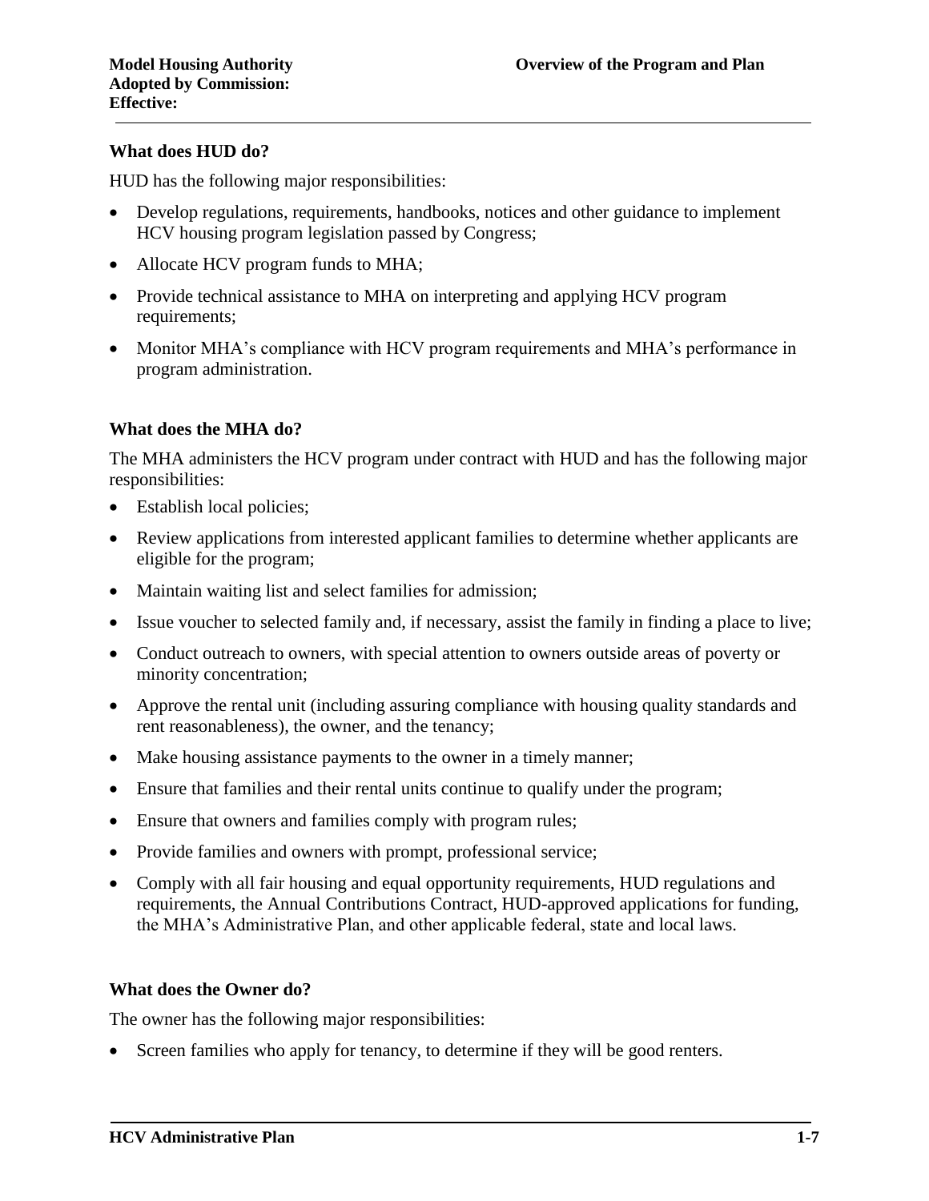### What does HUD do?

HUD has the following major responsibilities:

- Develop regulations, requirements, handbooks, notices and other guidance to implement HCV housing program legislation passed by Congress;
- Allocate HCV program funds to MHA;
- Provide technical assistance to MHA on interpreting and applying HCV program requirements;
- Monitor MHA's compliance with HCV program requirements and MHA's performance in program administration.

### What does the MHA do?

The MHA administers the HCV program under contract with HUD and has the following major responsibilities:

- Establish local policies;
- Review applications from interested applicant families to determine whether applicants are eligible for the program;
- Maintain waiting list and select families for admission;
- Issue voucher to selected family and, if necessary, assist the family in finding a place to live;
- Conduct outreach to owners, with special attention to owners outside areas of poverty or minority concentration;
- Approve the rental unit (including assuring compliance with housing quality standards and rent reasonableness), the owner, and the tenancy;
- Make housing assistance payments to the owner in a timely manner;
- Ensure that families and their rental units continue to qualify under the program;
- Ensure that owners and families comply with program rules;
- Provide families and owners with prompt, professional service;
- Comply with all fair housing and equal opportunity requirements, HUD regulations and requirements, the Annual Contributions Contract, HUD-approved applications for funding, the MHA's Administrative Plan, and other applicable federal, state and local laws.

### What does the Owner do?

The owner has the following major responsibilities:

- Screen families who apply for tenancy, to determine if they will be good renters.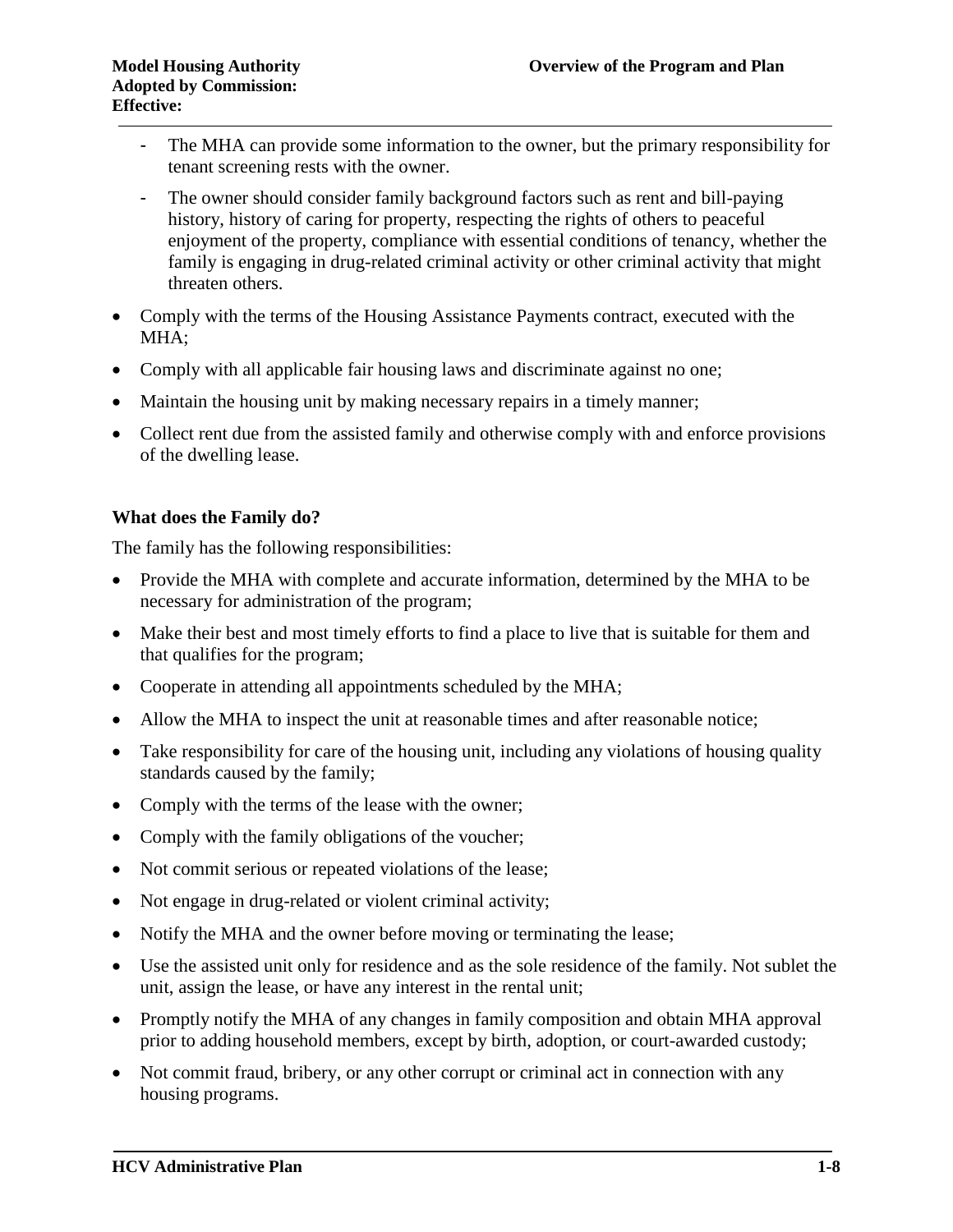- The MHA can provide some information to the owner, but the primary responsibility for tenant screening rests with the owner.
  - The owner should consider family background factors such as rent and bill-paying history, history of caring for property, respecting the rights of others to peaceful enjoyment of the property, compliance with essential conditions of tenancy, whether the family is engaging in drug-related criminal activity or other criminal activity that might threaten others.
- Comply with the terms of the Housing Assistance Payments contract, executed with the MHA;
- Comply with all applicable fair housing laws and discriminate against no one;
- Maintain the housing unit by making necessary repairs in a timely manner;
- Collect rent due from the assisted family and otherwise comply with and enforce provisions of the dwelling lease.

**What does the Family do?**

The family has the following responsibilities:

- Provide the MHA with complete and accurate information, determined by the MHA to be necessary for administration of the program;
- Make their best and most timely efforts to find a place to live that is suitable for them and that qualifies for the program;
- Cooperate in attending all appointments scheduled by the MHA;
- Allow the MHA to inspect the unit at reasonable times and after reasonable notice;
- Take responsibility for care of the housing unit, including any violations of housing quality standards caused by the family;
- Comply with the terms of the lease with the owner;
- Comply with the family obligations of the voucher;
- Not commit serious or repeated violations of the lease;
- Not engage in drug-related or violent criminal activity;
- Notify the MHA and the owner before moving or terminating the lease;
- Use the assisted unit only for residence and as the sole residence of the family. Not sublet the unit, assign the lease, or have any interest in the rental unit;
- Promptly notify the MHA of any changes in family composition and obtain MHA approval prior to adding household members, except by birth, adoption, or court-awarded custody;
- Not commit fraud, bribery, or any other corrupt or criminal act in connection with any housing programs.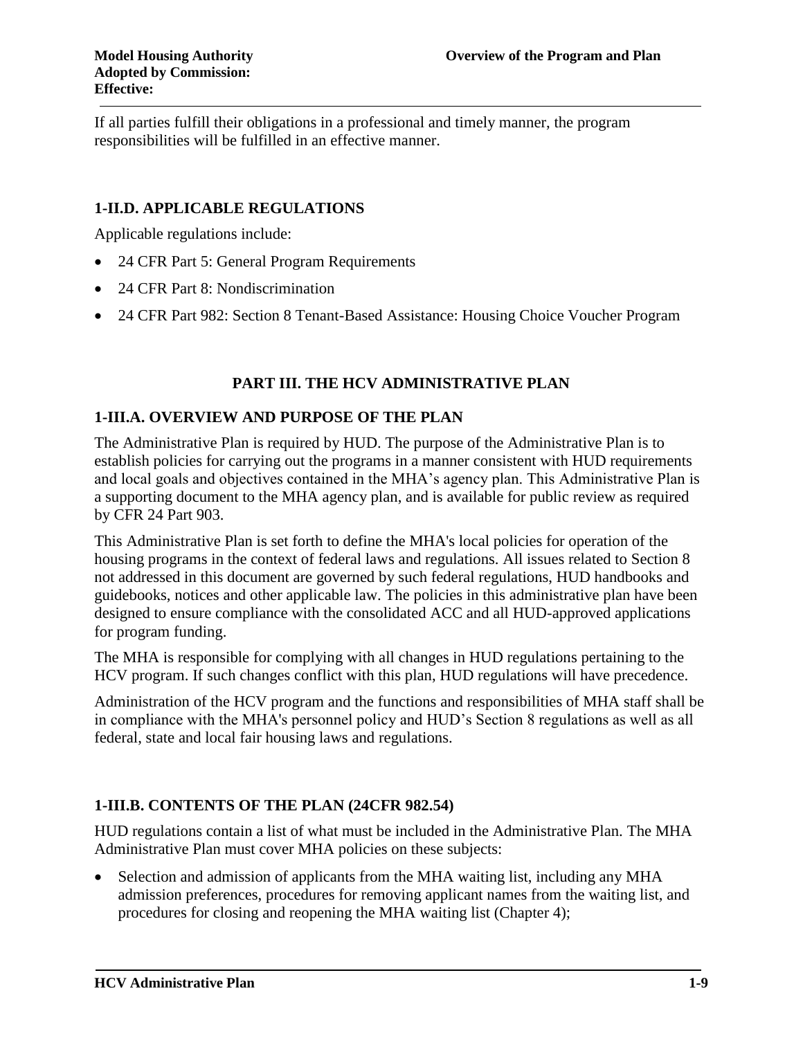If all parties fulfill their obligations in a professional and timely manner, the program responsibilities will be fulfilled in an effective manner.

### 1-II.D. APPLICABLE REGULATIONS

Applicable regulations include:

- 24 CFR Part 5: General Program Requirements
- 24 CFR Part 8: Nondiscrimination
- 24 CFR Part 982: Section 8 Tenant-Based Assistance: Housing Choice Voucher Program

## PART III. THE HCV ADMINISTRATIVE PLAN

### 1-III.A. OVERVIEW AND PURPOSE OF THE PLAN

The Administrative Plan is required by HUD. The purpose of the Administrative Plan is to establish policies for carrying out the programs in a manner consistent with HUD requirements and local goals and objectives contained in the MHA's agency plan. This Administrative Plan is a supporting document to the MHA agency plan, and is available for public review as required by CFR 24 Part 903.

This Administrative Plan is set forth to define the MHA's local policies for operation of the housing programs in the context of federal laws and regulations. All issues related to Section 8 not addressed in this document are governed by such federal regulations, HUD handbooks and guidebooks, notices and other applicable law. The policies in this administrative plan have been designed to ensure compliance with the consolidated ACC and all HUD-approved applications for program funding.

The MHA is responsible for complying with all changes in HUD regulations pertaining to the HCV program. If such changes conflict with this plan, HUD regulations will have precedence.

Administration of the HCV program and the functions and responsibilities of MHA staff shall be in compliance with the MHA's personnel policy and HUD's Section 8 regulations as well as all federal, state and local fair housing laws and regulations.

### 1-III.B. CONTENTS OF THE PLAN (24CFR 982.54)

HUD regulations contain a list of what must be included in the Administrative Plan. The MHA Administrative Plan must cover MHA policies on these subjects:

- Selection and admission of applicants from the MHA waiting list, including any MHA admission preferences, procedures for removing applicant names from the waiting list, and procedures for closing and reopening the MHA waiting list (Chapter 4);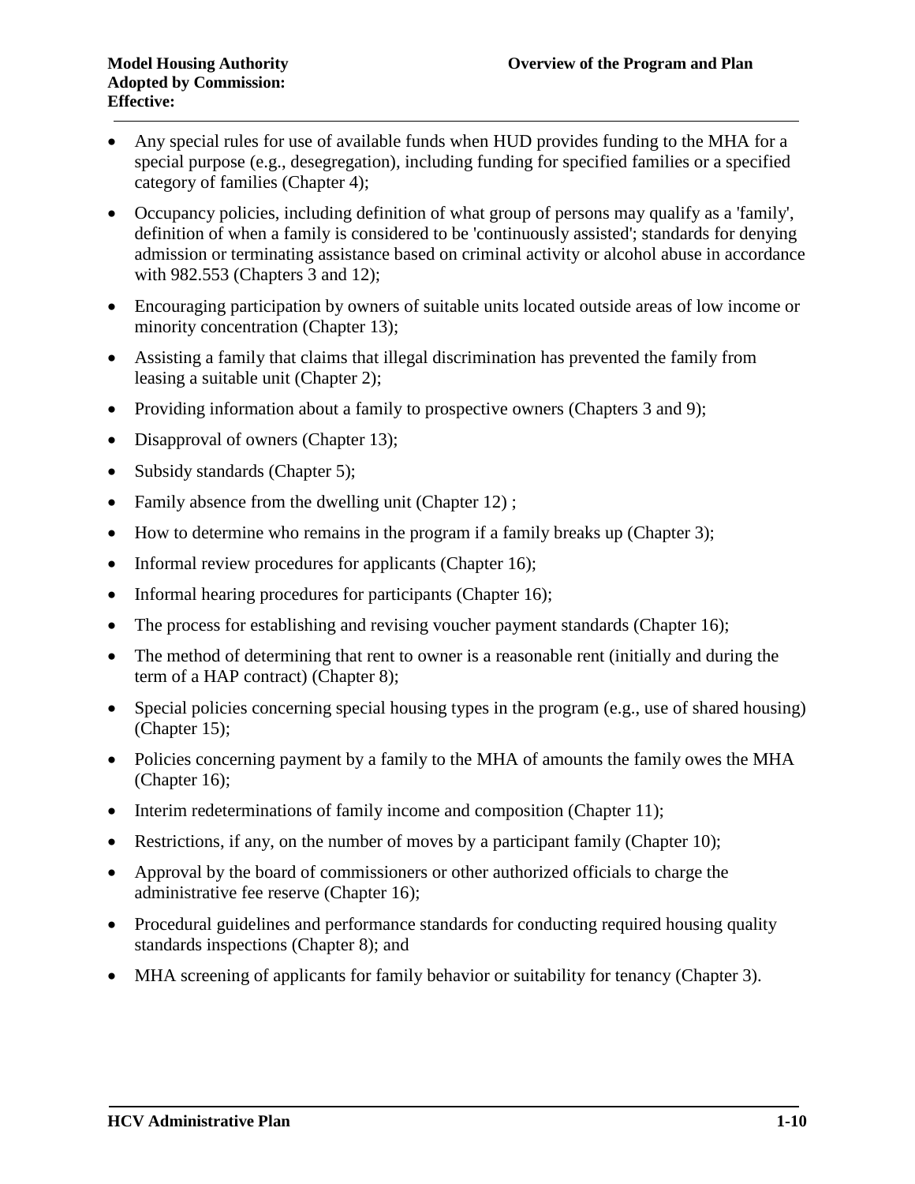- Any special rules for use of available funds when HUD provides funding to the MHA for a special purpose (e.g., desegregation), including funding for specified families or a specified category of families (Chapter 4);
- Occupancy policies, including definition of what group of persons may qualify as a 'family', definition of when a family is considered to be 'continuously assisted'; standards for denying admission or terminating assistance based on criminal activity or alcohol abuse in accordance with 982.553 (Chapters 3 and 12);
- Encouraging participation by owners of suitable units located outside areas of low income or minority concentration (Chapter 13);
- Assisting a family that claims that illegal discrimination has prevented the family from leasing a suitable unit (Chapter 2);
- Providing information about a family to prospective owners (Chapters 3 and 9);
- Disapproval of owners (Chapter 13);
- Subsidy standards (Chapter 5);
- Family absence from the dwelling unit (Chapter 12) ;
- How to determine who remains in the program if a family breaks up (Chapter 3);
- Informal review procedures for applicants (Chapter 16);
- Informal hearing procedures for participants (Chapter 16);
- The process for establishing and revising voucher payment standards (Chapter 16);
- The method of determining that rent to owner is a reasonable rent (initially and during the term of a HAP contract) (Chapter 8);
- Special policies concerning special housing types in the program (e.g., use of shared housing) (Chapter 15);
- Policies concerning payment by a family to the MHA of amounts the family owes the MHA (Chapter 16);
- Interim redeterminations of family income and composition (Chapter 11);
- Restrictions, if any, on the number of moves by a participant family (Chapter 10);
- Approval by the board of commissioners or other authorized officials to charge the administrative fee reserve (Chapter 16);
- Procedural guidelines and performance standards for conducting required housing quality standards inspections (Chapter 8); and
- MHA screening of applicants for family behavior or suitability for tenancy (Chapter 3).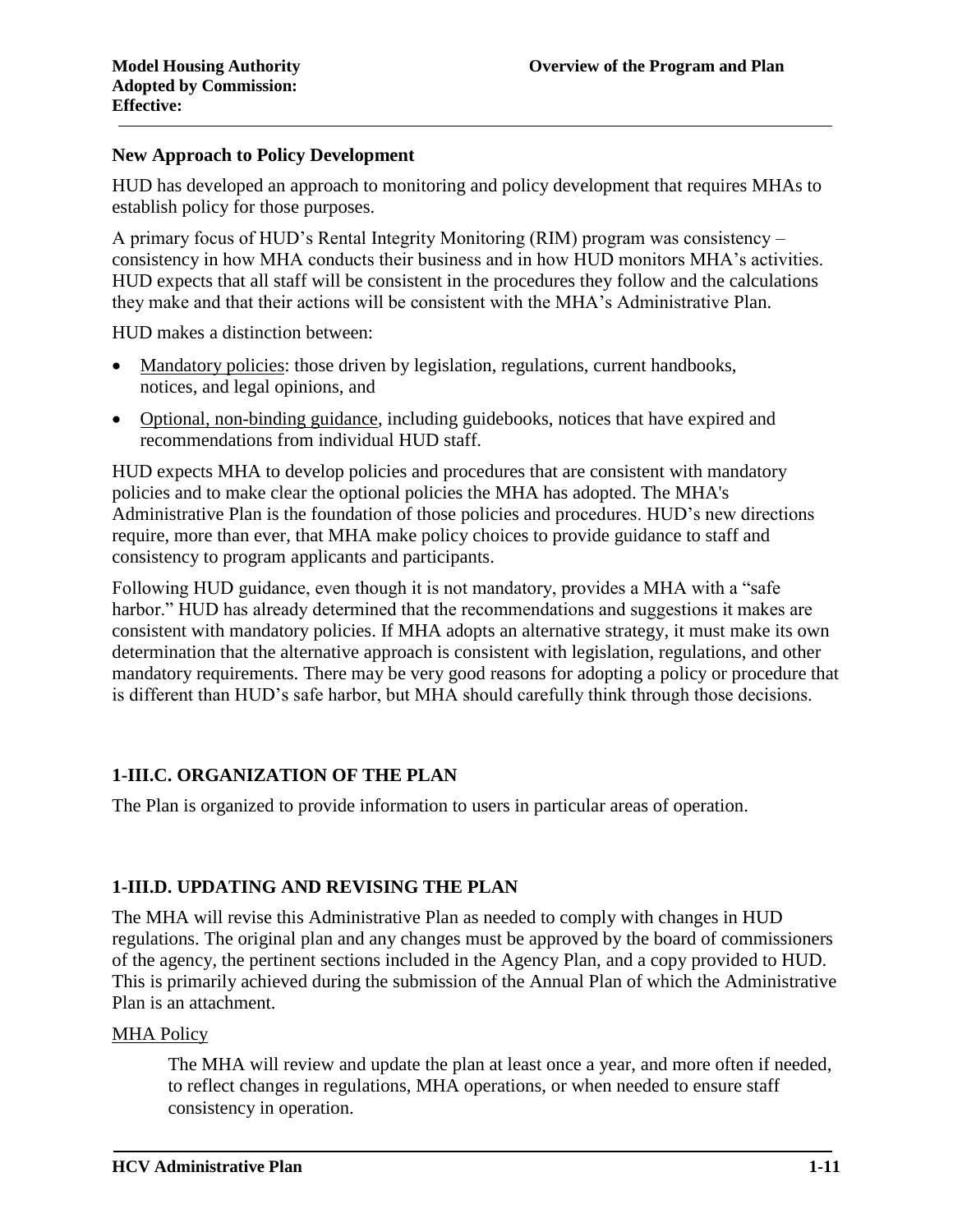### New Approach to Policy Development

HUD has developed an approach to monitoring and policy development that requires MHAs to establish policy for those purposes.

A primary focus of HUD's Rental Integrity Monitoring (RIM) program was consistency – consistency in how MHA conducts their business and in how HUD monitors MHA's activities. HUD expects that all staff will be consistent in the procedures they follow and the calculations they make and that their actions will be consistent with the MHA's Administrative Plan.

HUD makes a distinction between:

- Mandatory policies: those driven by legislation, regulations, current handbooks, notices, and legal opinions, and
- Optional, non-binding guidance, including guidebooks, notices that have expired and recommendations from individual HUD staff.

HUD expects MHA to develop policies and procedures that are consistent with mandatory policies and to make clear the optional policies the MHA has adopted. The MHA's Administrative Plan is the foundation of those policies and procedures. HUD's new directions require, more than ever, that MHA make policy choices to provide guidance to staff and consistency to program applicants and participants.

Following HUD guidance, even though it is not mandatory, provides a MHA with a "safe harbor." HUD has already determined that the recommendations and suggestions it makes are consistent with mandatory policies. If MHA adopts an alternative strategy, it must make its own determination that the alternative approach is consistent with legislation, regulations, and other mandatory requirements. There may be very good reasons for adopting a policy or procedure that is different than HUD's safe harbor, but MHA should carefully think through those decisions.

## 1-III.C. ORGANIZATION OF THE PLAN

The Plan is organized to provide information to users in particular areas of operation.

## 1-III.D. UPDATING AND REVISING THE PLAN

The MHA will revise this Administrative Plan as needed to comply with changes in HUD regulations. The original plan and any changes must be approved by the board of commissioners of the agency, the pertinent sections included in the Agency Plan, and a copy provided to HUD. This is primarily achieved during the submission of the Annual Plan of which the Administrative Plan is an attachment.

MHA Policy

> The MHA will review and update the plan at least once a year, and more often if needed, to reflect changes in regulations, MHA operations, or when needed to ensure staff consistency in operation.